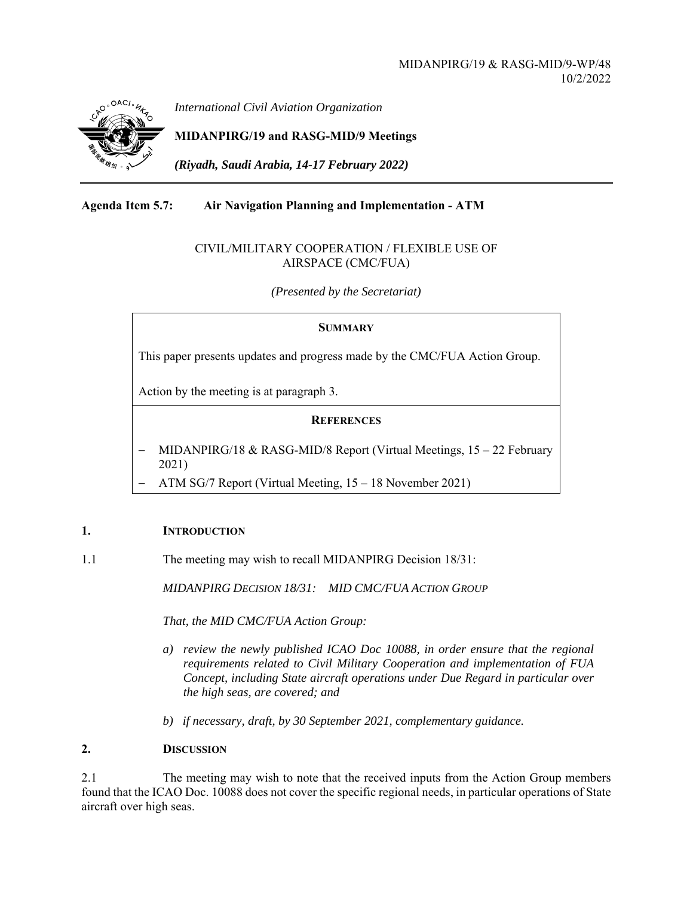MIDANPIRG/19 & RASG-MID/9-WP/48
10/2/2022

*International Civil Aviation Organization*

**MIDANPIRG/19 and RASG-MID/9 Meetings**

***(Riyadh, Saudi Arabia, 14-17 February 2022)***

**Agenda Item 5.7: Air Navigation Planning and Implementation - ATM**

CIVIL/MILITARY COOPERATION / FLEXIBLE USE OF AIRSPACE (CMC/FUA)

*(Presented by the Secretariat)*

**SUMMARY**

This paper presents updates and progress made by the CMC/FUA Action Group.

Action by the meeting is at paragraph 3.

**REFERENCES**

- MIDANPIRG/18 & RASG-MID/8 Report (Virtual Meetings, 15 – 22 February 2021)
- ATM SG/7 Report (Virtual Meeting, 15 – 18 November 2021)

## 1. INTRODUCTION

1.1 The meeting may wish to recall MIDANPIRG Decision 18/31:

*MIDANPIRG DECISION 18/31: MID CMC/FUA ACTION GROUP*

*That, the MID CMC/FUA Action Group:*

*a) review the newly published ICAO Doc 10088, in order ensure that the regional requirements related to Civil Military Cooperation and implementation of FUA Concept, including State aircraft operations under Due Regard in particular over the high seas, are covered; and*

*b) if necessary, draft, by 30 September 2021, complementary guidance.*

## 2. DISCUSSION

2.1 The meeting may wish to note that the received inputs from the Action Group members found that the ICAO Doc. 10088 does not cover the specific regional needs, in particular operations of State aircraft over high seas.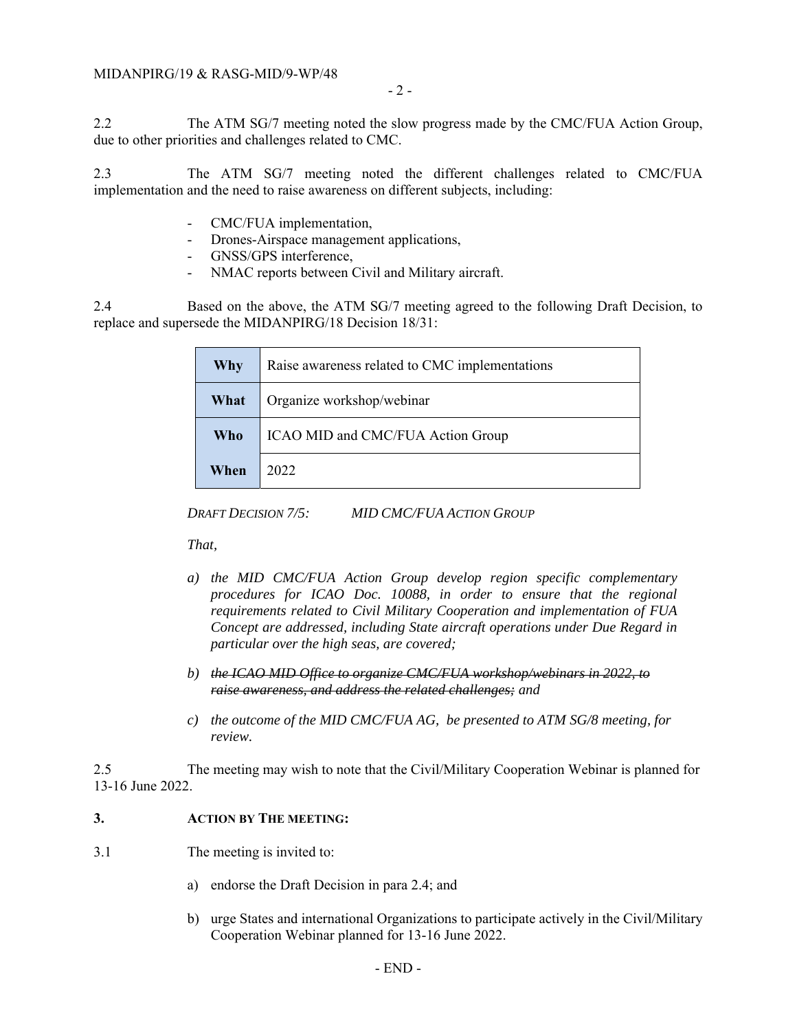2.2 The ATM SG/7 meeting noted the slow progress made by the CMC/FUA Action Group, due to other priorities and challenges related to CMC.

2.3 The ATM SG/7 meeting noted the different challenges related to CMC/FUA implementation and the need to raise awareness on different subjects, including:

- CMC/FUA implementation,
- Drones-Airspace management applications,
- GNSS/GPS interference,
- NMAC reports between Civil and Military aircraft.

2.4 Based on the above, the ATM SG/7 meeting agreed to the following Draft Decision, to replace and supersede the MIDANPIRG/18 Decision 18/31:

| | |
|---|---|
| **Why** | Raise awareness related to CMC implementations |
| **What** | Organize workshop/webinar |
| **Who** | ICAO MID and CMC/FUA Action Group |
| **When** | 2022 |

*DRAFT DECISION 7/5: MID CMC/FUA ACTION GROUP*

*That,*

*a) the MID CMC/FUA Action Group develop region specific complementary procedures for ICAO Doc. 10088, in order to ensure that the regional requirements related to Civil Military Cooperation and implementation of FUA Concept are addressed, including State aircraft operations under Due Regard in particular over the high seas, are covered;*

*b) ~~the ICAO MID Office to organize CMC/FUA workshop/webinars in 2022, to raise awareness, and address the related challenges;~~ and*

*c) the outcome of the MID CMC/FUA AG, be presented to ATM SG/8 meeting, for review.*

2.5 The meeting may wish to note that the Civil/Military Cooperation Webinar is planned for 13-16 June 2022.

## 3. ACTION BY THE MEETING:

3.1 The meeting is invited to:

a) endorse the Draft Decision in para 2.4; and

b) urge States and international Organizations to participate actively in the Civil/Military Cooperation Webinar planned for 13-16 June 2022.

- END -